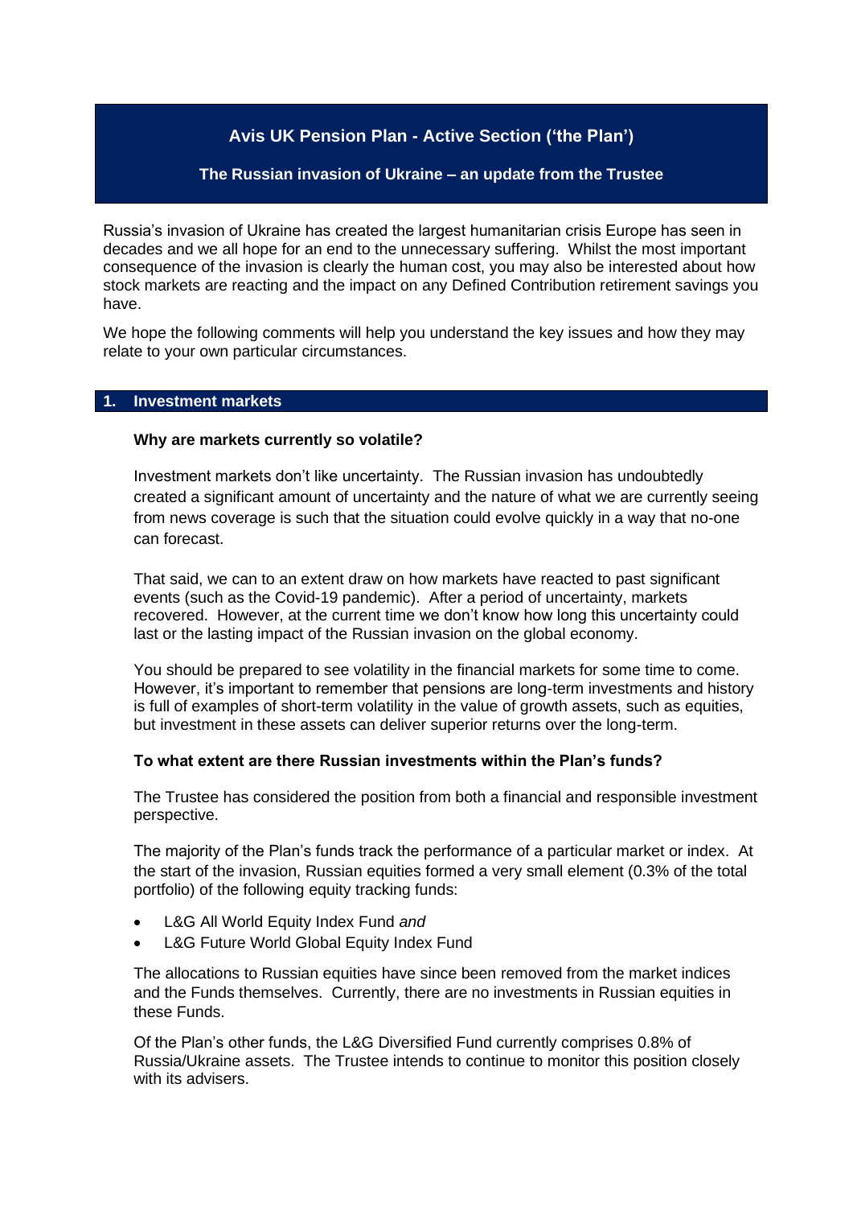# Avis UK Pension Plan - Active Section ('the Plan')

## The Russian invasion of Ukraine – an update from the Trustee

Russia's invasion of Ukraine has created the largest humanitarian crisis Europe has seen in decades and we all hope for an end to the unnecessary suffering. Whilst the most important consequence of the invasion is clearly the human cost, you may also be interested about how stock markets are reacting and the impact on any Defined Contribution retirement savings you have.

We hope the following comments will help you understand the key issues and how they may relate to your own particular circumstances.

## 1. Investment markets

### Why are markets currently so volatile?

Investment markets don't like uncertainty. The Russian invasion has undoubtedly created a significant amount of uncertainty and the nature of what we are currently seeing from news coverage is such that the situation could evolve quickly in a way that no-one can forecast.

That said, we can to an extent draw on how markets have reacted to past significant events (such as the Covid-19 pandemic). After a period of uncertainty, markets recovered. However, at the current time we don't know how long this uncertainty could last or the lasting impact of the Russian invasion on the global economy.

You should be prepared to see volatility in the financial markets for some time to come. However, it's important to remember that pensions are long-term investments and history is full of examples of short-term volatility in the value of growth assets, such as equities, but investment in these assets can deliver superior returns over the long-term.

### To what extent are there Russian investments within the Plan's funds?

The Trustee has considered the position from both a financial and responsible investment perspective.

The majority of the Plan's funds track the performance of a particular market or index. At the start of the invasion, Russian equities formed a very small element (0.3% of the total portfolio) of the following equity tracking funds:

- L&G All World Equity Index Fund *and*
- L&G Future World Global Equity Index Fund

The allocations to Russian equities have since been removed from the market indices and the Funds themselves. Currently, there are no investments in Russian equities in these Funds.

Of the Plan's other funds, the L&G Diversified Fund currently comprises 0.8% of Russia/Ukraine assets. The Trustee intends to continue to monitor this position closely with its advisers.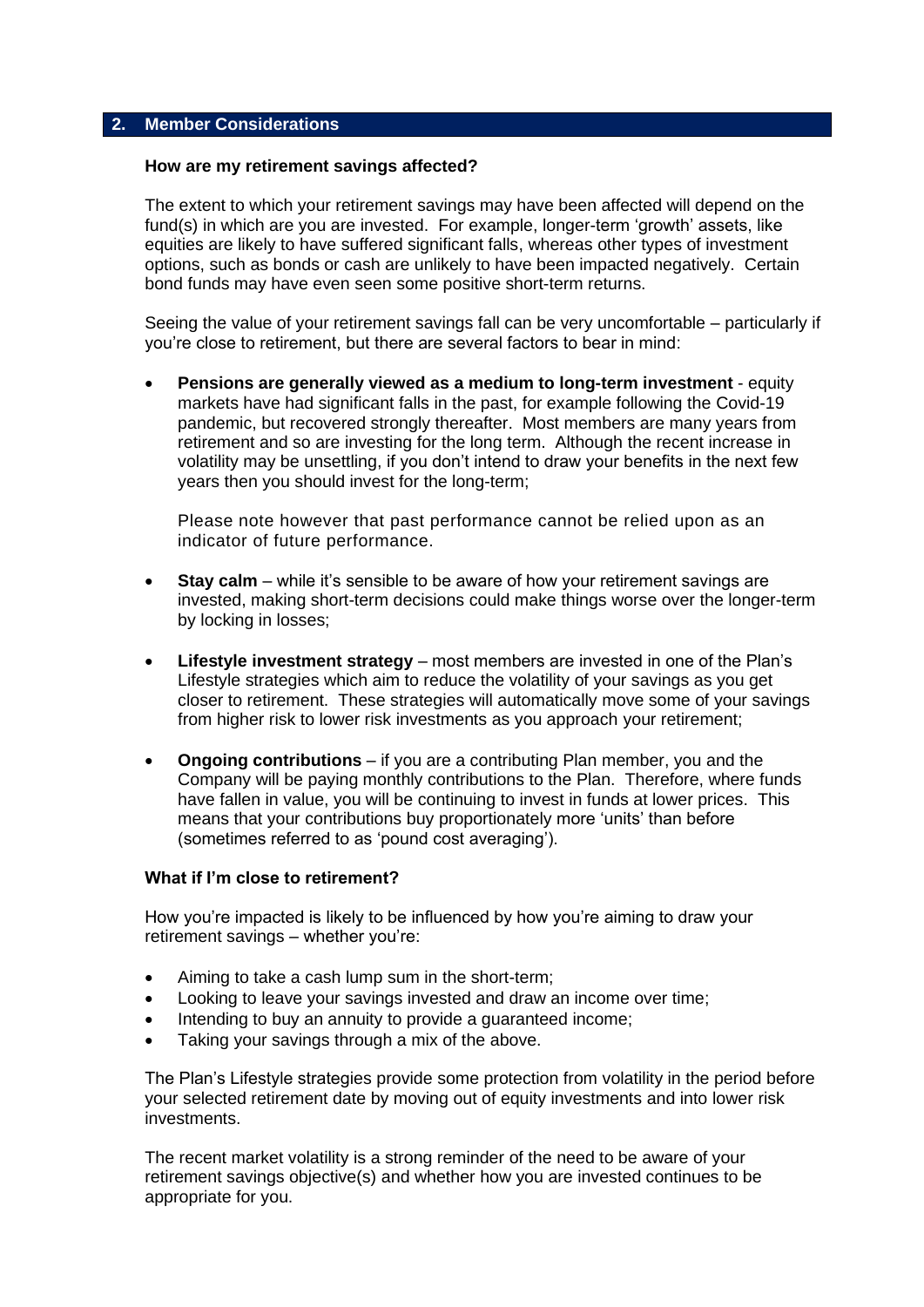## 2. Member Considerations

### How are my retirement savings affected?

The extent to which your retirement savings may have been affected will depend on the fund(s) in which are you are invested. For example, longer-term 'growth' assets, like equities are likely to have suffered significant falls, whereas other types of investment options, such as bonds or cash are unlikely to have been impacted negatively. Certain bond funds may have even seen some positive short-term returns.

Seeing the value of your retirement savings fall can be very uncomfortable – particularly if you're close to retirement, but there are several factors to bear in mind:

- **Pensions are generally viewed as a medium to long-term investment** - equity markets have had significant falls in the past, for example following the Covid-19 pandemic, but recovered strongly thereafter. Most members are many years from retirement and so are investing for the long term. Although the recent increase in volatility may be unsettling, if you don't intend to draw your benefits in the next few years then you should invest for the long-term;

  Please note however that past performance cannot be relied upon as an indicator of future performance.

- **Stay calm** – while it's sensible to be aware of how your retirement savings are invested, making short-term decisions could make things worse over the longer-term by locking in losses;

- **Lifestyle investment strategy** – most members are invested in one of the Plan's Lifestyle strategies which aim to reduce the volatility of your savings as you get closer to retirement. These strategies will automatically move some of your savings from higher risk to lower risk investments as you approach your retirement;

- **Ongoing contributions** – if you are a contributing Plan member, you and the Company will be paying monthly contributions to the Plan. Therefore, where funds have fallen in value, you will be continuing to invest in funds at lower prices. This means that your contributions buy proportionately more 'units' than before (sometimes referred to as 'pound cost averaging').

### What if I'm close to retirement?

How you're impacted is likely to be influenced by how you're aiming to draw your retirement savings – whether you're:

- Aiming to take a cash lump sum in the short-term;
- Looking to leave your savings invested and draw an income over time;
- Intending to buy an annuity to provide a guaranteed income;
- Taking your savings through a mix of the above.

The Plan's Lifestyle strategies provide some protection from volatility in the period before your selected retirement date by moving out of equity investments and into lower risk investments.

The recent market volatility is a strong reminder of the need to be aware of your retirement savings objective(s) and whether how you are invested continues to be appropriate for you.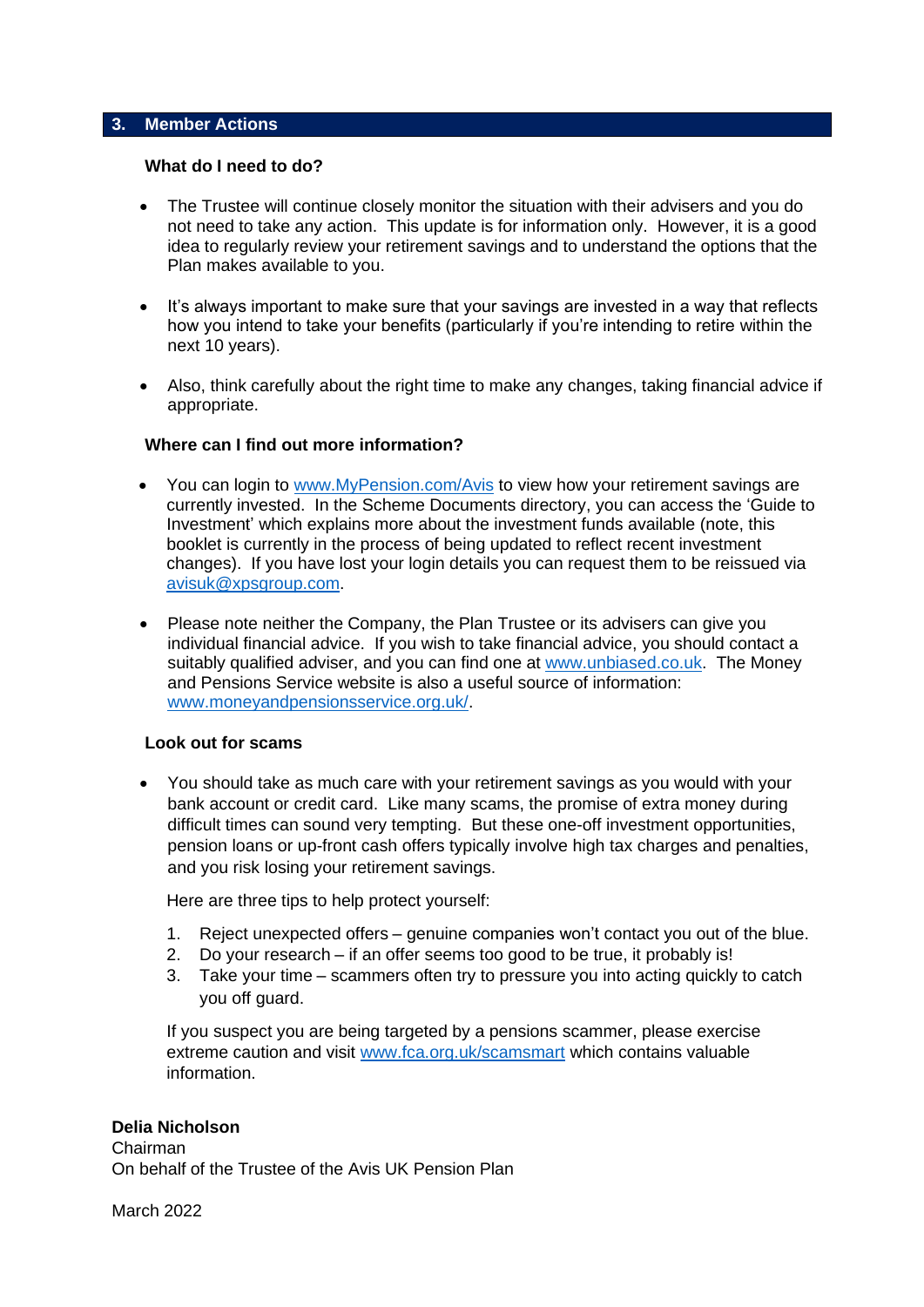## 3. Member Actions

### What do I need to do?

- The Trustee will continue closely monitor the situation with their advisers and you do not need to take any action. This update is for information only. However, it is a good idea to regularly review your retirement savings and to understand the options that the Plan makes available to you.

- It's always important to make sure that your savings are invested in a way that reflects how you intend to take your benefits (particularly if you're intending to retire within the next 10 years).

- Also, think carefully about the right time to make any changes, taking financial advice if appropriate.

### Where can I find out more information?

- You can login to www.MyPension.com/Avis to view how your retirement savings are currently invested. In the Scheme Documents directory, you can access the 'Guide to Investment' which explains more about the investment funds available (note, this booklet is currently in the process of being updated to reflect recent investment changes). If you have lost your login details you can request them to be reissued via avisuk@xpsgroup.com.

- Please note neither the Company, the Plan Trustee or its advisers can give you individual financial advice. If you wish to take financial advice, you should contact a suitably qualified adviser, and you can find one at www.unbiased.co.uk. The Money and Pensions Service website is also a useful source of information: www.moneyandpensionsservice.org.uk/.

### Look out for scams

- You should take as much care with your retirement savings as you would with your bank account or credit card. Like many scams, the promise of extra money during difficult times can sound very tempting. But these one-off investment opportunities, pension loans or up-front cash offers typically involve high tax charges and penalties, and you risk losing your retirement savings.

  Here are three tips to help protect yourself:

  1. Reject unexpected offers – genuine companies won't contact you out of the blue.
  2. Do your research – if an offer seems too good to be true, it probably is!
  3. Take your time – scammers often try to pressure you into acting quickly to catch you off guard.

  If you suspect you are being targeted by a pensions scammer, please exercise extreme caution and visit www.fca.org.uk/scamsmart which contains valuable information.

**Delia Nicholson**
Chairman
On behalf of the Trustee of the Avis UK Pension Plan

March 2022